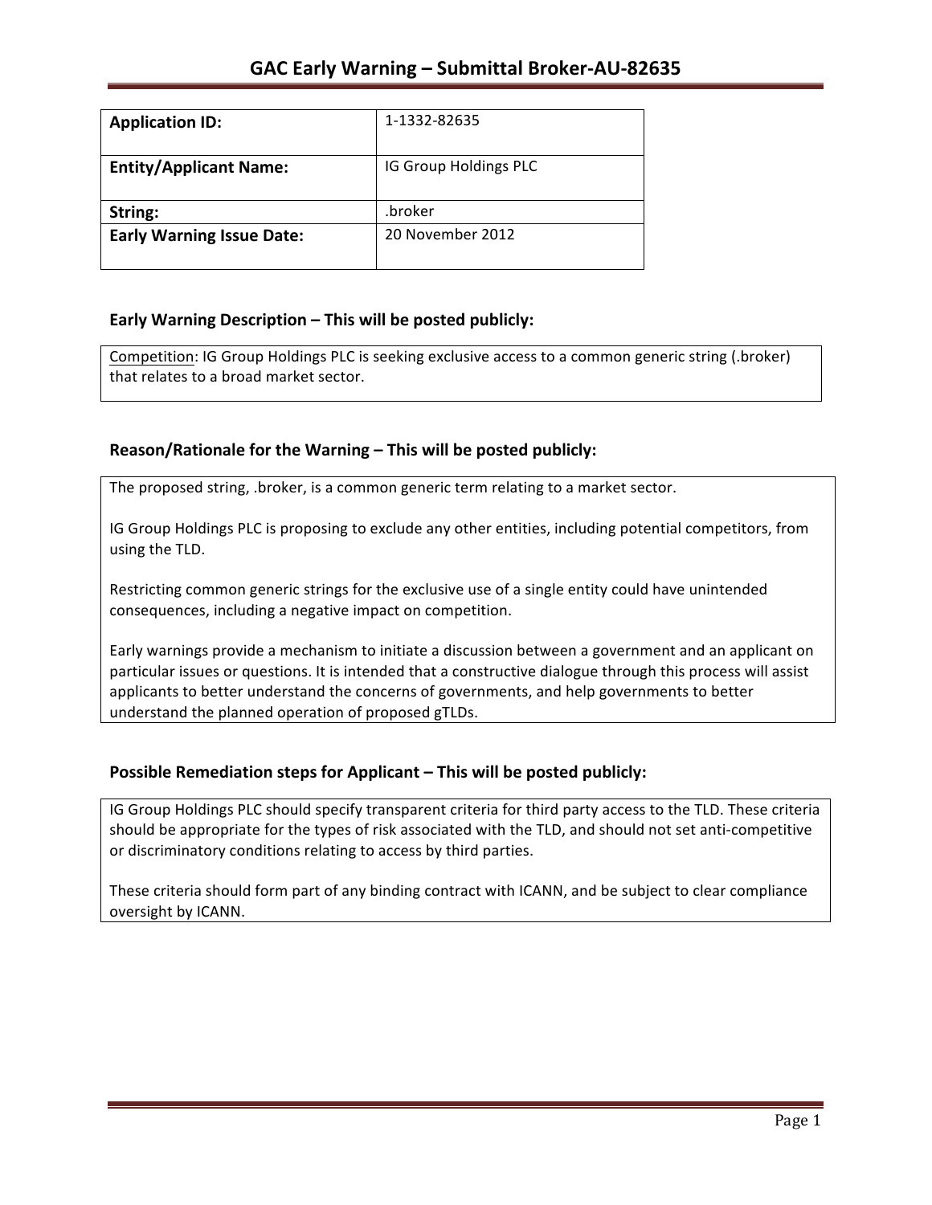# GAC Early Warning – Submittal Broker-AU-82635

| **Application ID:** | 1-1332-82635 |
|---|---|
| **Entity/Applicant Name:** | IG Group Holdings PLC |
| **String:** | .broker |
| **Early Warning Issue Date:** | 20 November 2012 |

## Early Warning Description – This will be posted publicly:

Competition: IG Group Holdings PLC is seeking exclusive access to a common generic string (.broker) that relates to a broad market sector.

## Reason/Rationale for the Warning – This will be posted publicly:

The proposed string, .broker, is a common generic term relating to a market sector.

IG Group Holdings PLC is proposing to exclude any other entities, including potential competitors, from using the TLD.

Restricting common generic strings for the exclusive use of a single entity could have unintended consequences, including a negative impact on competition.

Early warnings provide a mechanism to initiate a discussion between a government and an applicant on particular issues or questions. It is intended that a constructive dialogue through this process will assist applicants to better understand the concerns of governments, and help governments to better understand the planned operation of proposed gTLDs.

## Possible Remediation steps for Applicant – This will be posted publicly:

IG Group Holdings PLC should specify transparent criteria for third party access to the TLD. These criteria should be appropriate for the types of risk associated with the TLD, and should not set anti-competitive or discriminatory conditions relating to access by third parties.

These criteria should form part of any binding contract with ICANN, and be subject to clear compliance oversight by ICANN.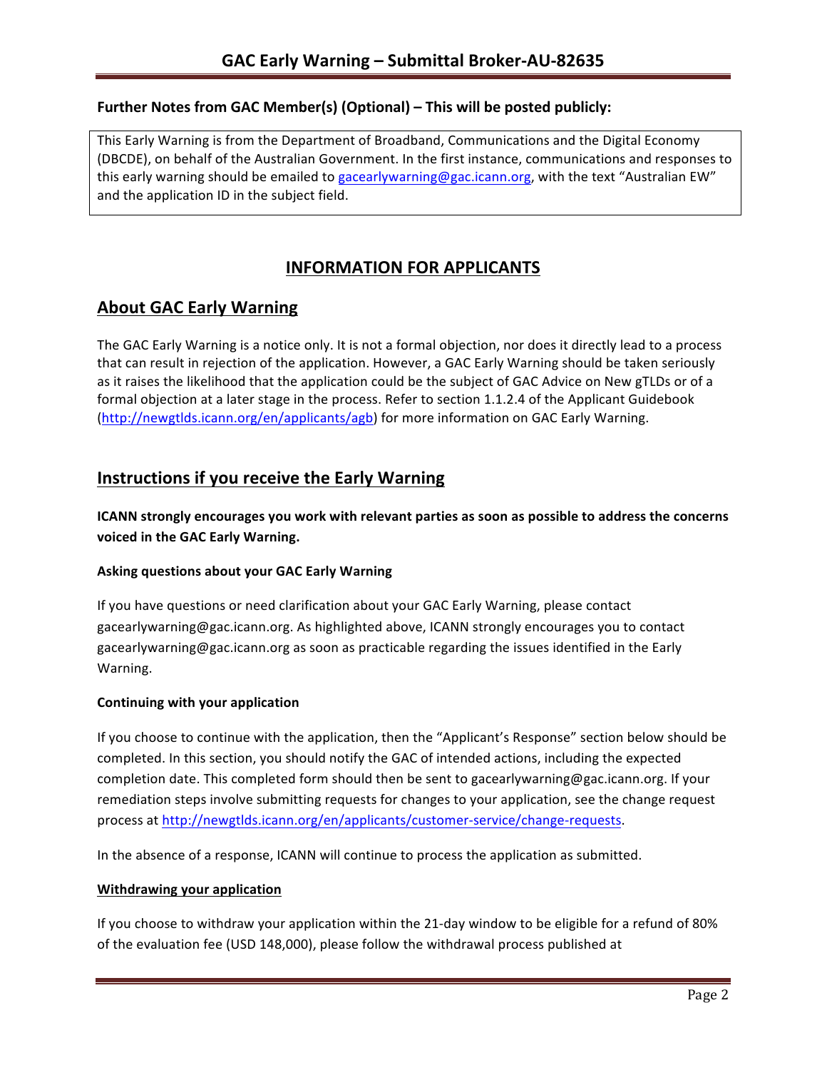## Further Notes from GAC Member(s) (Optional) – This will be posted publicly:

This Early Warning is from the Department of Broadband, Communications and the Digital Economy (DBCDE), on behalf of the Australian Government. In the first instance, communications and responses to this early warning should be emailed to gacearlywarning@gac.icann.org, with the text "Australian EW" and the application ID in the subject field.

# INFORMATION FOR APPLICANTS

## About GAC Early Warning

The GAC Early Warning is a notice only. It is not a formal objection, nor does it directly lead to a process that can result in rejection of the application. However, a GAC Early Warning should be taken seriously as it raises the likelihood that the application could be the subject of GAC Advice on New gTLDs or of a formal objection at a later stage in the process. Refer to section 1.1.2.4 of the Applicant Guidebook (http://newgtlds.icann.org/en/applicants/agb) for more information on GAC Early Warning.

## Instructions if you receive the Early Warning

**ICANN strongly encourages you work with relevant parties as soon as possible to address the concerns voiced in the GAC Early Warning.**

### Asking questions about your GAC Early Warning

If you have questions or need clarification about your GAC Early Warning, please contact gacearlywarning@gac.icann.org. As highlighted above, ICANN strongly encourages you to contact gacearlywarning@gac.icann.org as soon as practicable regarding the issues identified in the Early Warning.

### Continuing with your application

If you choose to continue with the application, then the "Applicant's Response" section below should be completed. In this section, you should notify the GAC of intended actions, including the expected completion date. This completed form should then be sent to gacearlywarning@gac.icann.org. If your remediation steps involve submitting requests for changes to your application, see the change request process at http://newgtlds.icann.org/en/applicants/customer-service/change-requests.

In the absence of a response, ICANN will continue to process the application as submitted.

### Withdrawing your application

If you choose to withdraw your application within the 21-day window to be eligible for a refund of 80% of the evaluation fee (USD 148,000), please follow the withdrawal process published at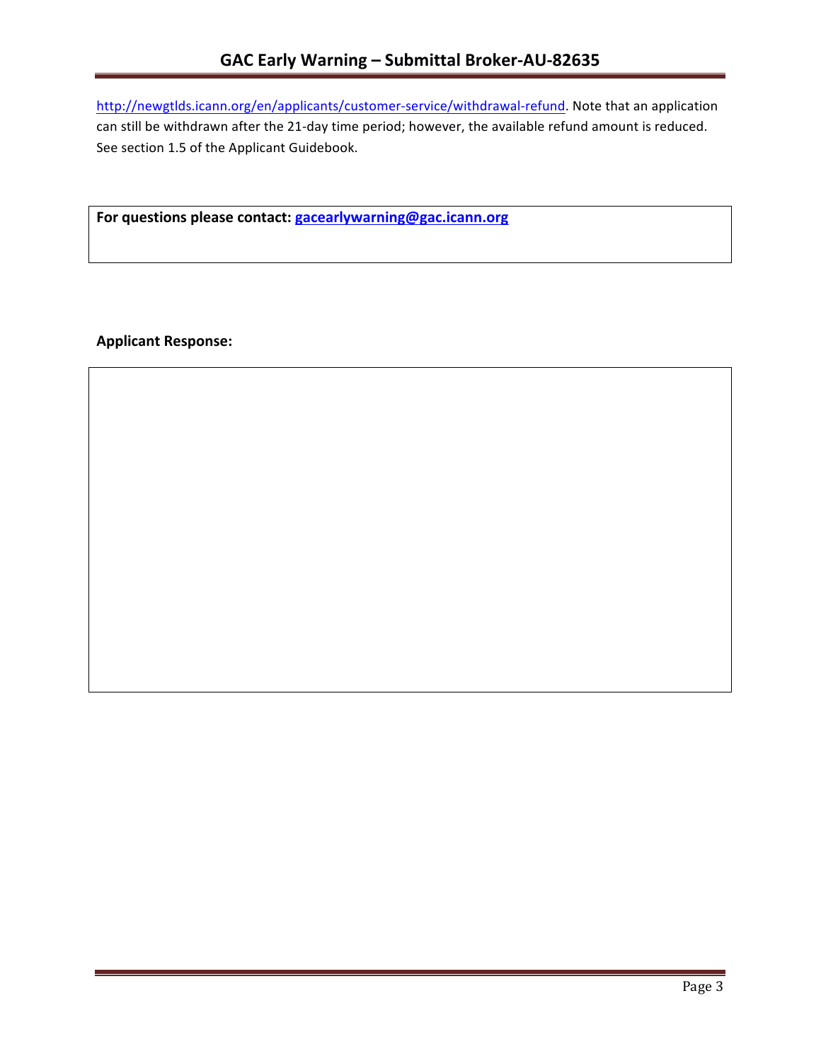http://newgtlds.icann.org/en/applicants/customer-service/withdrawal-refund. Note that an application can still be withdrawn after the 21-day time period; however, the available refund amount is reduced. See section 1.5 of the Applicant Guidebook.

**For questions please contact: gacearlywarning@gac.icann.org**

**Applicant Response:**